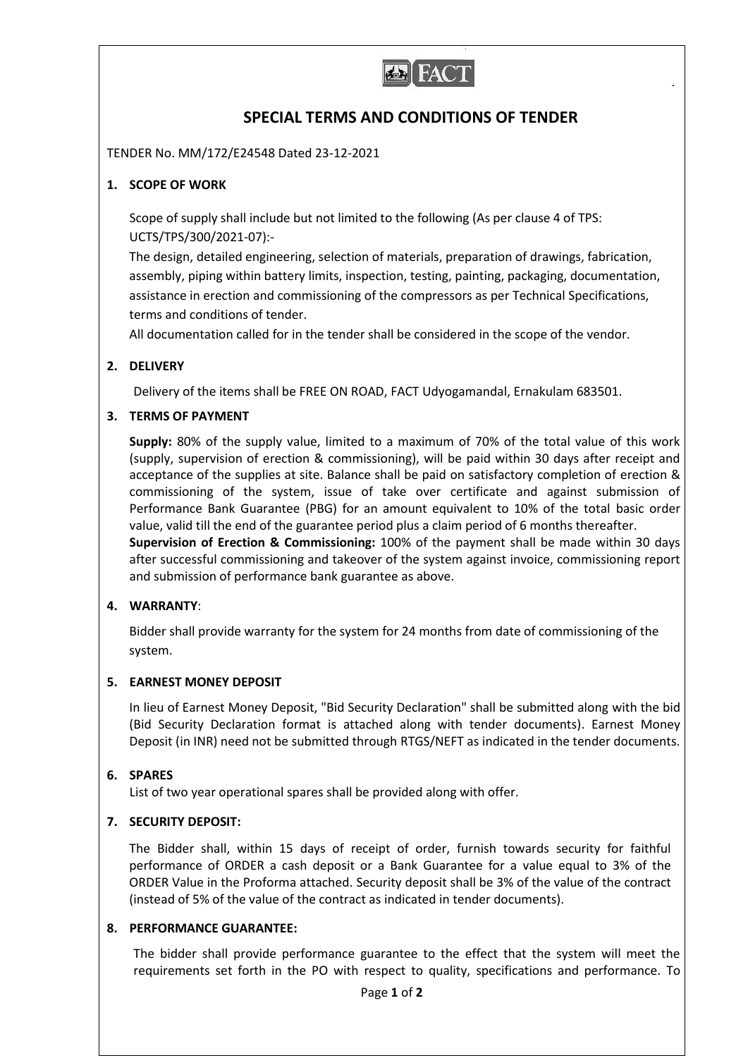# SPECIAL TERMS AND CONDITIONS OF TENDER

TENDER No. MM/172/E24548 Dated 23-12-2021

## 1. SCOPE OF WORK

Scope of supply shall include but not limited to the following (As per clause 4 of TPS: UCTS/TPS/300/2021-07):-

The design, detailed engineering, selection of materials, preparation of drawings, fabrication, assembly, piping within battery limits, inspection, testing, painting, packaging, documentation, assistance in erection and commissioning of the compressors as per Technical Specifications, terms and conditions of tender.

All documentation called for in the tender shall be considered in the scope of the vendor.

## 2. DELIVERY

Delivery of the items shall be FREE ON ROAD, FACT Udyogamandal, Ernakulam 683501.

## 3. TERMS OF PAYMENT

**Supply:** 80% of the supply value, limited to a maximum of 70% of the total value of this work (supply, supervision of erection & commissioning), will be paid within 30 days after receipt and acceptance of the supplies at site. Balance shall be paid on satisfactory completion of erection & commissioning of the system, issue of take over certificate and against submission of Performance Bank Guarantee (PBG) for an amount equivalent to 10% of the total basic order value, valid till the end of the guarantee period plus a claim period of 6 months thereafter.

**Supervision of Erection & Commissioning:** 100% of the payment shall be made within 30 days after successful commissioning and takeover of the system against invoice, commissioning report and submission of performance bank guarantee as above.

## 4. WARRANTY:

Bidder shall provide warranty for the system for 24 months from date of commissioning of the system.

## 5. EARNEST MONEY DEPOSIT

In lieu of Earnest Money Deposit, "Bid Security Declaration" shall be submitted along with the bid (Bid Security Declaration format is attached along with tender documents). Earnest Money Deposit (in INR) need not be submitted through RTGS/NEFT as indicated in the tender documents.

## 6. SPARES

List of two year operational spares shall be provided along with offer.

## 7. SECURITY DEPOSIT:

The Bidder shall, within 15 days of receipt of order, furnish towards security for faithful performance of ORDER a cash deposit or a Bank Guarantee for a value equal to 3% of the ORDER Value in the Proforma attached. Security deposit shall be 3% of the value of the contract (instead of 5% of the value of the contract as indicated in tender documents).

## 8. PERFORMANCE GUARANTEE:

The bidder shall provide performance guarantee to the effect that the system will meet the requirements set forth in the PO with respect to quality, specifications and performance. To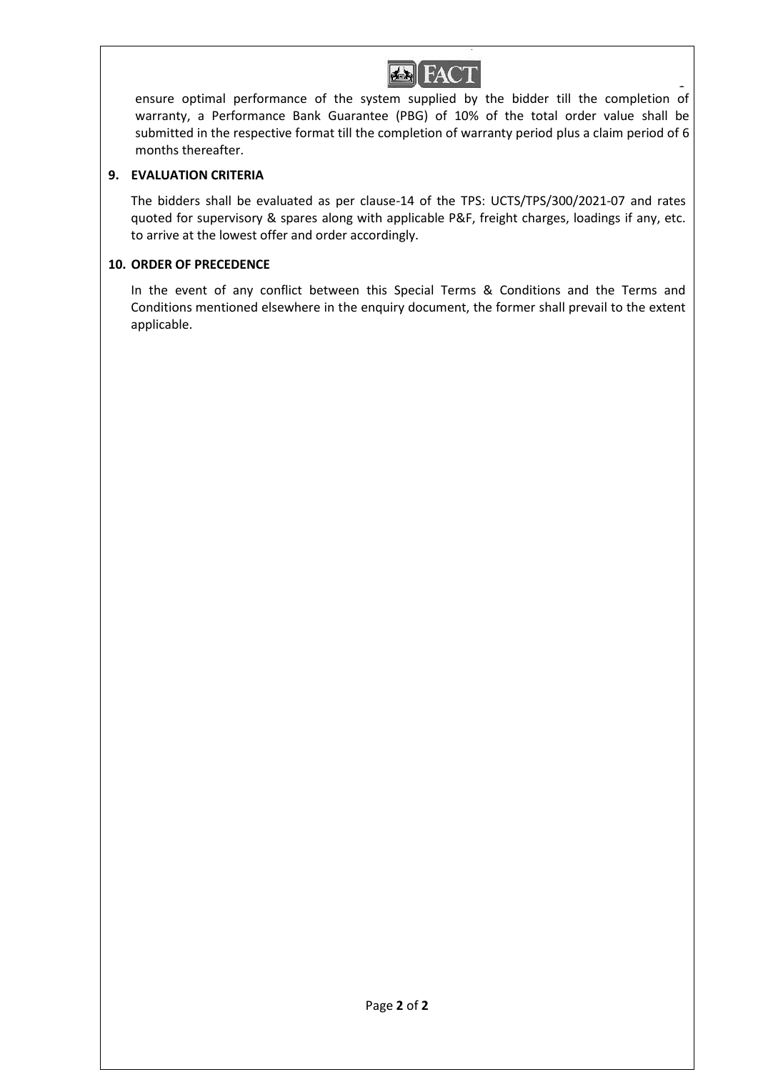ensure optimal performance of the system supplied by the bidder till the completion of warranty, a Performance Bank Guarantee (PBG) of 10% of the total order value shall be submitted in the respective format till the completion of warranty period plus a claim period of 6 months thereafter.

## 9. EVALUATION CRITERIA

The bidders shall be evaluated as per clause-14 of the TPS: UCTS/TPS/300/2021-07 and rates quoted for supervisory & spares along with applicable P&F, freight charges, loadings if any, etc. to arrive at the lowest offer and order accordingly.

## 10. ORDER OF PRECEDENCE

In the event of any conflict between this Special Terms & Conditions and the Terms and Conditions mentioned elsewhere in the enquiry document, the former shall prevail to the extent applicable.